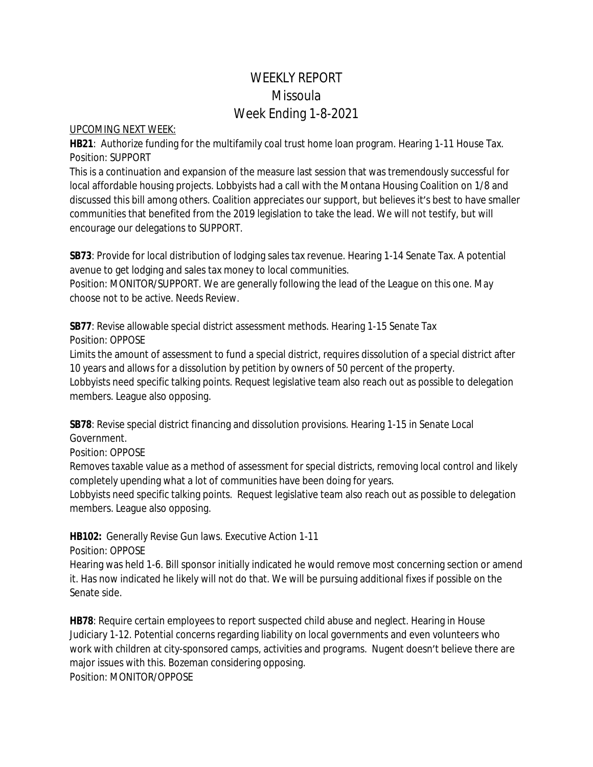# WEEKLY REPORT
# Missoula
# Week Ending 1-8-2021

UPCOMING NEXT WEEK:

**HB21**: Authorize funding for the multifamily coal trust home loan program. Hearing 1-11 House Tax. Position: SUPPORT

This is a continuation and expansion of the measure last session that was tremendously successful for local affordable housing projects. Lobbyists had a call with the Montana Housing Coalition on 1/8 and discussed this bill among others. Coalition appreciates our support, but believes it's best to have smaller communities that benefited from the 2019 legislation to take the lead. We will not testify, but will encourage our delegations to SUPPORT.

**SB73**: Provide for local distribution of lodging sales tax revenue. Hearing 1-14 Senate Tax. A potential avenue to get lodging and sales tax money to local communities.

Position: MONITOR/SUPPORT. We are generally following the lead of the League on this one. May choose not to be active. Needs Review.

**SB77**: Revise allowable special district assessment methods. Hearing 1-15 Senate Tax

Position: OPPOSE

Limits the amount of assessment to fund a special district, requires dissolution of a special district after 10 years and allows for a dissolution by petition by owners of 50 percent of the property.

Lobbyists need specific talking points. Request legislative team also reach out as possible to delegation members. League also opposing.

**SB78**: Revise special district financing and dissolution provisions. Hearing 1-15 in Senate Local Government.

Position: OPPOSE

Removes taxable value as a method of assessment for special districts, removing local control and likely completely upending what a lot of communities have been doing for years.

Lobbyists need specific talking points. Request legislative team also reach out as possible to delegation members. League also opposing.

**HB102:** Generally Revise Gun laws. Executive Action 1-11

Position: OPPOSE

Hearing was held 1-6. Bill sponsor initially indicated he would remove most concerning section or amend it. Has now indicated he likely will not do that. We will be pursuing additional fixes if possible on the Senate side.

**HB78**: Require certain employees to report suspected child abuse and neglect. Hearing in House Judiciary 1-12. Potential concerns regarding liability on local governments and even volunteers who work with children at city-sponsored camps, activities and programs. Nugent doesn't believe there are major issues with this. Bozeman considering opposing.

Position: MONITOR/OPPOSE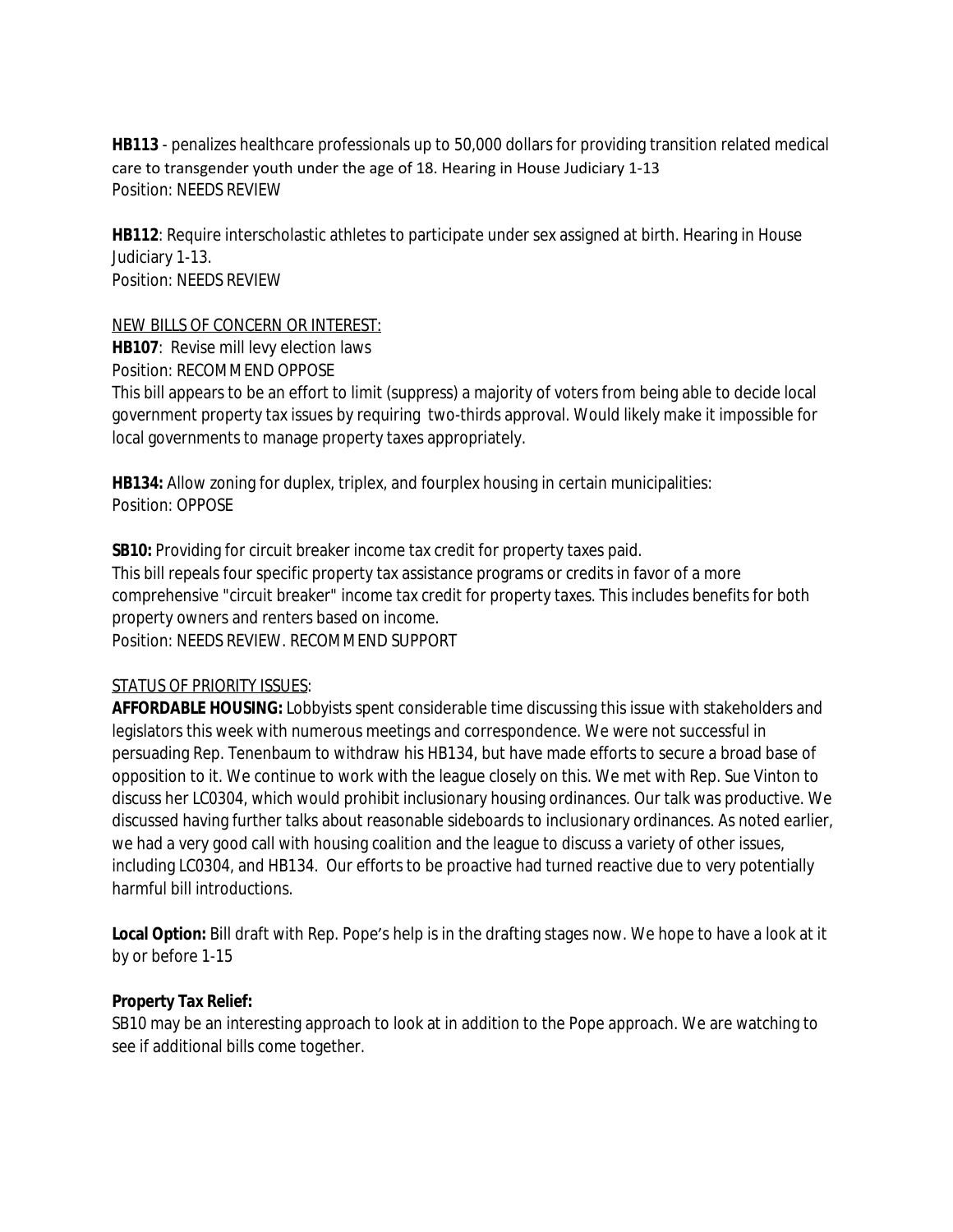**HB113** - penalizes healthcare professionals up to 50,000 dollars for providing transition related medical care to transgender youth under the age of 18. Hearing in House Judiciary 1-13
Position: NEEDS REVIEW

**HB112**: Require interscholastic athletes to participate under sex assigned at birth. Hearing in House Judiciary 1-13.
Position: NEEDS REVIEW

NEW BILLS OF CONCERN OR INTEREST:

**HB107**: Revise mill levy election laws
Position: RECOMMEND OPPOSE
This bill appears to be an effort to limit (suppress) a majority of voters from being able to decide local government property tax issues by requiring two-thirds approval. Would likely make it impossible for local governments to manage property taxes appropriately.

**HB134:** Allow zoning for duplex, triplex, and fourplex housing in certain municipalities:
Position: OPPOSE

**SB10:** Providing for circuit breaker income tax credit for property taxes paid.
This bill repeals four specific property tax assistance programs or credits in favor of a more comprehensive "circuit breaker" income tax credit for property taxes. This includes benefits for both property owners and renters based on income.
Position: NEEDS REVIEW. RECOMMEND SUPPORT

STATUS OF PRIORITY ISSUES:

**AFFORDABLE HOUSING:** Lobbyists spent considerable time discussing this issue with stakeholders and legislators this week with numerous meetings and correspondence. We were not successful in persuading Rep. Tenenbaum to withdraw his HB134, but have made efforts to secure a broad base of opposition to it. We continue to work with the league closely on this. We met with Rep. Sue Vinton to discuss her LC0304, which would prohibit inclusionary housing ordinances. Our talk was productive. We discussed having further talks about reasonable sideboards to inclusionary ordinances. As noted earlier, we had a very good call with housing coalition and the league to discuss a variety of other issues, including LC0304, and HB134. Our efforts to be proactive had turned reactive due to very potentially harmful bill introductions.

**Local Option:** Bill draft with Rep. Pope's help is in the drafting stages now. We hope to have a look at it by or before 1-15

**Property Tax Relief:**
SB10 may be an interesting approach to look at in addition to the Pope approach. We are watching to see if additional bills come together.